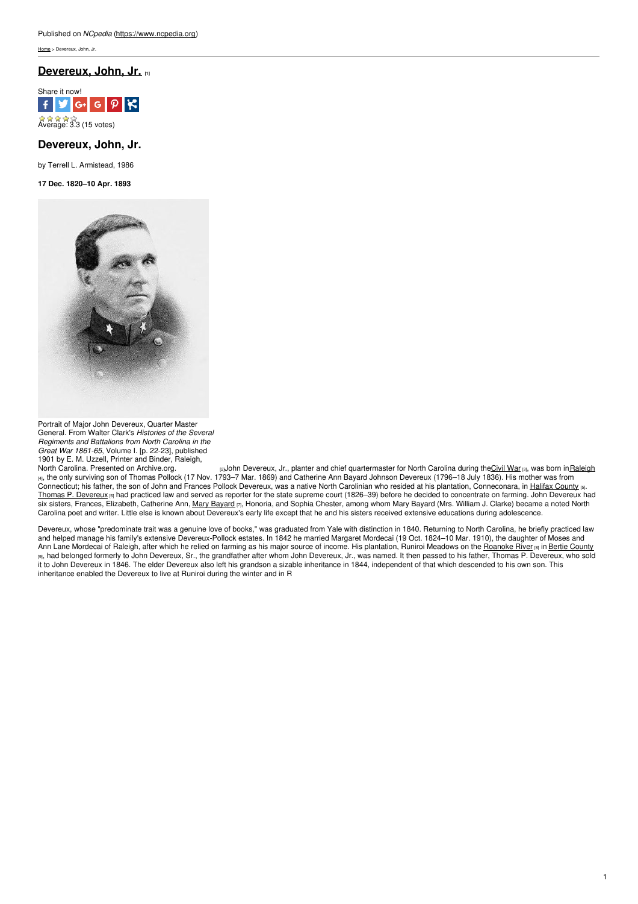Published on *NCpedia* (https://www.ncpedia.org)

Home > Devereux, John, Jr.

## Devereux, John, Jr. [1]

Share it now!

Average: 3.3 (15 votes)

# Devereux, John, Jr.

by Terrell L. Armistead, 1986

**17 Dec. 1820–10 Apr. 1893**

Portrait of Major John Devereux, Quarter Master General. From Walter Clark's *Histories of the Several Regiments and Battalions from North Carolina in the Great War 1861-65*, Volume I. [p. 22-23], published 1901 by E. M. Uzzell, Printer and Binder, Raleigh, North Carolina. Presented on Archive.org. [2]

John Devereux, Jr., planter and chief quartermaster for North Carolina during the Civil War [3], was born in Raleigh [4], the only surviving son of Thomas Pollock (17 Nov. 1793–7 Mar. 1869) and Catherine Ann Bayard Johnson Devereux (1796–18 July 1836). His mother was from Connecticut; his father, the son of John and Frances Pollock Devereux, was a native North Carolinian who resided at his plantation, Conneconara, in Halifax County [5]. Thomas P. Devereux [6] had practiced law and served as reporter for the state supreme court (1826–39) before he decided to concentrate on farming. John Devereux had six sisters, Frances, Elizabeth, Catherine Ann, Mary Bayard [7], Honoria, and Sophia Chester, among whom Mary Bayard (Mrs. William J. Clarke) became a noted North Carolina poet and writer. Little else is known about Devereux's early life except that he and his sisters received extensive educations during adolescence.

Devereux, whose "predominate trait was a genuine love of books," was graduated from Yale with distinction in 1840. Returning to North Carolina, he briefly practiced law and helped manage his family's extensive Devereux-Pollock estates. In 1842 he married Margaret Mordecai (19 Oct. 1824–10 Mar. 1910), the daughter of Moses and Ann Lane Mordecai of Raleigh, after which he relied on farming as his major source of income. His plantation, Runiroi Meadows on the Roanoke River [8] in Bertie County [9], had belonged formerly to John Devereux, Sr., the grandfather after whom John Devereux, Jr., was named. It then passed to his father, Thomas P. Devereux, who sold it to John Devereux in 1846. The elder Devereux also left his grandson a sizable inheritance in 1844, independent of that which descended to his own son. This inheritance enabled the Devereux to live at Runiroi during the winter and in R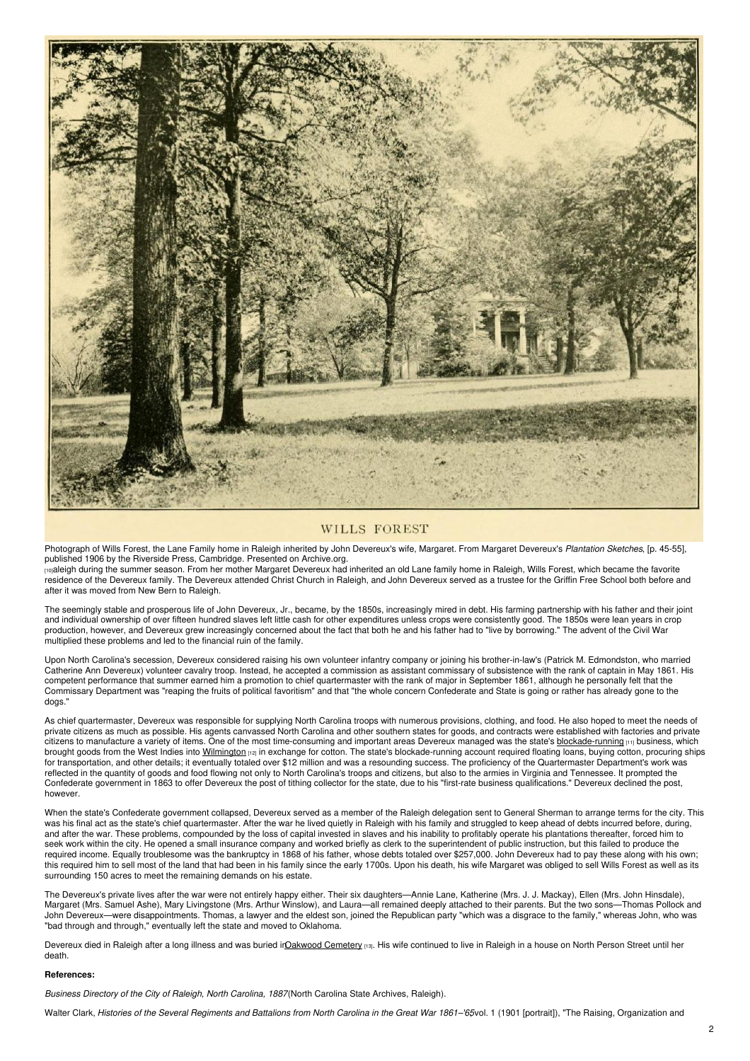WILLS FOREST

Photograph of Wills Forest, the Lane Family home in Raleigh inherited by John Devereux's wife, Margaret. From Margaret Devereux's *Plantation Sketches*, [p. 45-55], published 1906 by the Riverside Press, Cambridge. Presented on Archive.org.

[10]aleigh during the summer season. From her mother Margaret Devereux had inherited an old Lane family home in Raleigh, Wills Forest, which became the favorite residence of the Devereux family. The Devereux attended Christ Church in Raleigh, and John Devereux served as a trustee for the Griffin Free School both before and after it was moved from New Bern to Raleigh.

The seemingly stable and prosperous life of John Devereux, Jr., became, by the 1850s, increasingly mired in debt. His farming partnership with his father and their joint and individual ownership of over fifteen hundred slaves left little cash for other expenditures unless crops were consistently good. The 1850s were lean years in crop production, however, and Devereux grew increasingly concerned about the fact that both he and his father had to "live by borrowing." The advent of the Civil War multiplied these problems and led to the financial ruin of the family.

Upon North Carolina's secession, Devereux considered raising his own volunteer infantry company or joining his brother-in-law's (Patrick M. Edmondston, who married Catherine Ann Devereux) volunteer cavalry troop. Instead, he accepted a commission as assistant commissary of subsistence with the rank of captain in May 1861. His competent performance that summer earned him a promotion to chief quartermaster with the rank of major in September 1861, although he personally felt that the Commissary Department was "reaping the fruits of political favoritism" and that "the whole concern Confederate and State is going or rather has already gone to the dogs."

As chief quartermaster, Devereux was responsible for supplying North Carolina troops with numerous provisions, clothing, and food. He also hoped to meet the needs of private citizens as much as possible. His agents canvassed North Carolina and other southern states for goods, and contracts were established with factories and private citizens to manufacture a variety of items. One of the most time-consuming and important areas Devereux managed was the state's blockade-running [11] business, which brought goods from the West Indies into Wilmington [12] in exchange for cotton. The state's blockade-running account required floating loans, buying cotton, procuring ships for transportation, and other details; it eventually totaled over $12 million and was a resounding success. The proficiency of the Quartermaster Department's work was reflected in the quantity of goods and food flowing not only to North Carolina's troops and citizens, but also to the armies in Virginia and Tennessee. It prompted the Confederate government in 1863 to offer Devereux the post of tithing collector for the state, due to his "first-rate business qualifications." Devereux declined the post, however.

When the state's Confederate government collapsed, Devereux served as a member of the Raleigh delegation sent to General Sherman to arrange terms for the city. This was his final act as the state's chief quartermaster. After the war he lived quietly in Raleigh with his family and struggled to keep ahead of debts incurred before, during, and after the war. These problems, compounded by the loss of capital invested in slaves and his inability to profitably operate his plantations thereafter, forced him to seek work within the city. He opened a small insurance company and worked briefly as clerk to the superintendent of public instruction, but this failed to produce the required income. Equally troublesome was the bankruptcy in 1868 of his father, whose debts totaled over $257,000. John Devereux had to pay these along with his own; this required him to sell most of the land that had been in his family since the early 1700s. Upon his death, his wife Margaret was obliged to sell Wills Forest as well as its surrounding 150 acres to meet the remaining demands on his estate.

The Devereux's private lives after the war were not entirely happy either. Their six daughters—Annie Lane, Katherine (Mrs. J. J. Mackay), Ellen (Mrs. John Hinsdale), Margaret (Mrs. Samuel Ashe), Mary Livingstone (Mrs. Arthur Winslow), and Laura—all remained deeply attached to their parents. But the two sons—Thomas Pollock and John Devereux—were disappointments. Thomas, a lawyer and the eldest son, joined the Republican party "which was a disgrace to the family," whereas John, who was "bad through and through," eventually left the state and moved to Oklahoma.

Devereux died in Raleigh after a long illness and was buried in Oakwood Cemetery [13]. His wife continued to live in Raleigh in a house on North Person Street until her death.

**References:**

*Business Directory of the City of Raleigh, North Carolina, 1887* (North Carolina State Archives, Raleigh).

Walter Clark, *Histories of the Several Regiments and Battalions from North Carolina in the Great War 1861–'65* vol. 1 (1901 [portrait]), "The Raising, Organization and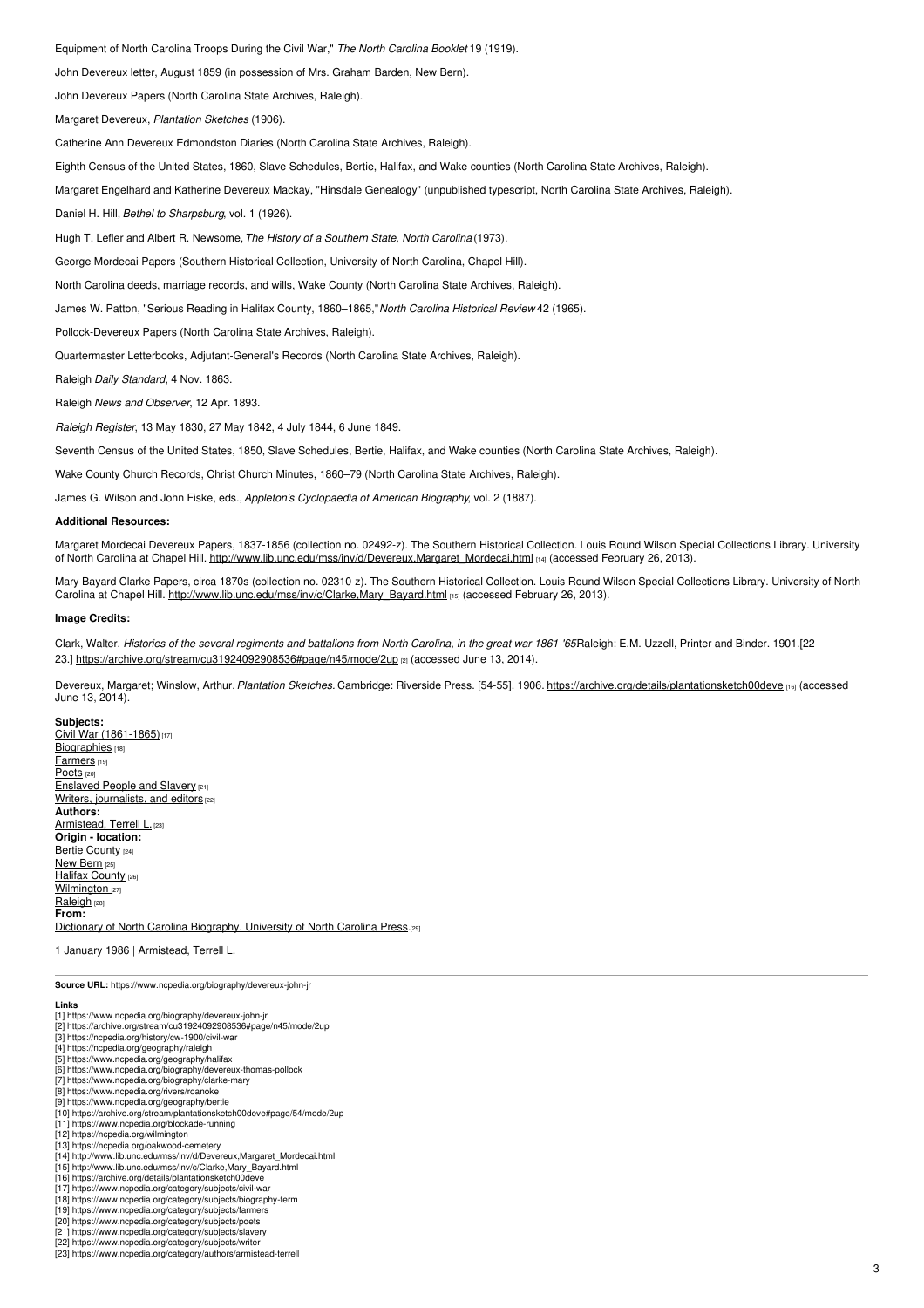Equipment of North Carolina Troops During the Civil War," *The North Carolina Booklet* 19 (1919).

John Devereux letter, August 1859 (in possession of Mrs. Graham Barden, New Bern).

John Devereux Papers (North Carolina State Archives, Raleigh).

Margaret Devereux, *Plantation Sketches* (1906).

Catherine Ann Devereux Edmondston Diaries (North Carolina State Archives, Raleigh).

Eighth Census of the United States, 1860, Slave Schedules, Bertie, Halifax, and Wake counties (North Carolina State Archives, Raleigh).

Margaret Engelhard and Katherine Devereux Mackay, "Hinsdale Genealogy" (unpublished typescript, North Carolina State Archives, Raleigh).

Daniel H. Hill, *Bethel to Sharpsburg*, vol. 1 (1926).

Hugh T. Lefler and Albert R. Newsome, *The History of a Southern State, North Carolina* (1973).

George Mordecai Papers (Southern Historical Collection, University of North Carolina, Chapel Hill).

North Carolina deeds, marriage records, and wills, Wake County (North Carolina State Archives, Raleigh).

James W. Patton, "Serious Reading in Halifax County, 1860–1865," *North Carolina Historical Review* 42 (1965).

Pollock-Devereux Papers (North Carolina State Archives, Raleigh).

Quartermaster Letterbooks, Adjutant-General's Records (North Carolina State Archives, Raleigh).

Raleigh *Daily Standard*, 4 Nov. 1863.

Raleigh *News and Observer*, 12 Apr. 1893.

*Raleigh Register*, 13 May 1830, 27 May 1842, 4 July 1844, 6 June 1849.

Seventh Census of the United States, 1850, Slave Schedules, Bertie, Halifax, and Wake counties (North Carolina State Archives, Raleigh).

Wake County Church Records, Christ Church Minutes, 1860–79 (North Carolina State Archives, Raleigh).

James G. Wilson and John Fiske, eds., *Appleton's Cyclopaedia of American Biography*, vol. 2 (1887).

### Additional Resources:

Margaret Mordecai Devereux Papers, 1837-1856 (collection no. 02492-z). The Southern Historical Collection. Louis Round Wilson Special Collections Library. University of North Carolina at Chapel Hill. http://www.lib.unc.edu/mss/inv/d/Devereux,Margaret_Mordecai.html [14] (accessed February 26, 2013).

Mary Bayard Clarke Papers, circa 1870s (collection no. 02310-z). The Southern Historical Collection. Louis Round Wilson Special Collections Library. University of North Carolina at Chapel Hill. http://www.lib.unc.edu/mss/inv/c/Clarke,Mary_Bayard.html [15] (accessed February 26, 2013).

### Image Credits:

Clark, Walter. *Histories of the several regiments and battalions from North Carolina, in the great war 1861-'65* Raleigh: E.M. Uzzell, Printer and Binder. 1901.[22-23.] https://archive.org/stream/cu31924092908536#page/n45/mode/2up [2] (accessed June 13, 2014).

Devereux, Margaret; Winslow, Arthur. *Plantation Sketches.* Cambridge: Riverside Press. [54-55]. 1906. https://archive.org/details/plantationsketch00deve [16] (accessed June 13, 2014).

**Subjects:**
Civil War (1861-1865) [17]
Biographies [18]
Farmers [19]
Poets [20]
Enslaved People and Slavery [21]
Writers, journalists, and editors [22]
**Authors:**
Armistead, Terrell L. [23]
**Origin - location:**
Bertie County [24]
New Bern [25]
Halifax County [26]
Wilmington [27]
Raleigh [28]
**From:**
Dictionary of North Carolina Biography, University of North Carolina Press. [29]

1 January 1986 | Armistead, Terrell L.

**Source URL:** https://www.ncpedia.org/biography/devereux-john-jr

**Links**
[1] https://www.ncpedia.org/biography/devereux-john-jr
[2] https://archive.org/stream/cu31924092908536#page/n45/mode/2up
[3] https://ncpedia.org/history/cw-1900/civil-war
[4] https://ncpedia.org/geography/raleigh
[5] https://www.ncpedia.org/geography/halifax
[6] https://www.ncpedia.org/biography/devereux-thomas-pollock
[7] https://www.ncpedia.org/biography/clarke-mary
[8] https://www.ncpedia.org/rivers/roanoke
[9] https://www.ncpedia.org/geography/bertie
[10] https://archive.org/stream/plantationsketch00deve#page/54/mode/2up
[11] https://www.ncpedia.org/blockade-running
[12] https://ncpedia.org/wilmington
[13] https://ncpedia.org/oakwood-cemetery
[14] http://www.lib.unc.edu/mss/inv/d/Devereux,Margaret_Mordecai.html
[15] http://www.lib.unc.edu/mss/inv/c/Clarke,Mary_Bayard.html
[16] https://archive.org/details/plantationsketch00deve
[17] https://www.ncpedia.org/category/subjects/civil-war
[18] https://www.ncpedia.org/category/subjects/biography-term
[19] https://www.ncpedia.org/category/subjects/farmers
[20] https://www.ncpedia.org/category/subjects/poets
[21] https://www.ncpedia.org/category/subjects/slavery
[22] https://www.ncpedia.org/category/subjects/writer
[23] https://www.ncpedia.org/category/authors/armistead-terrell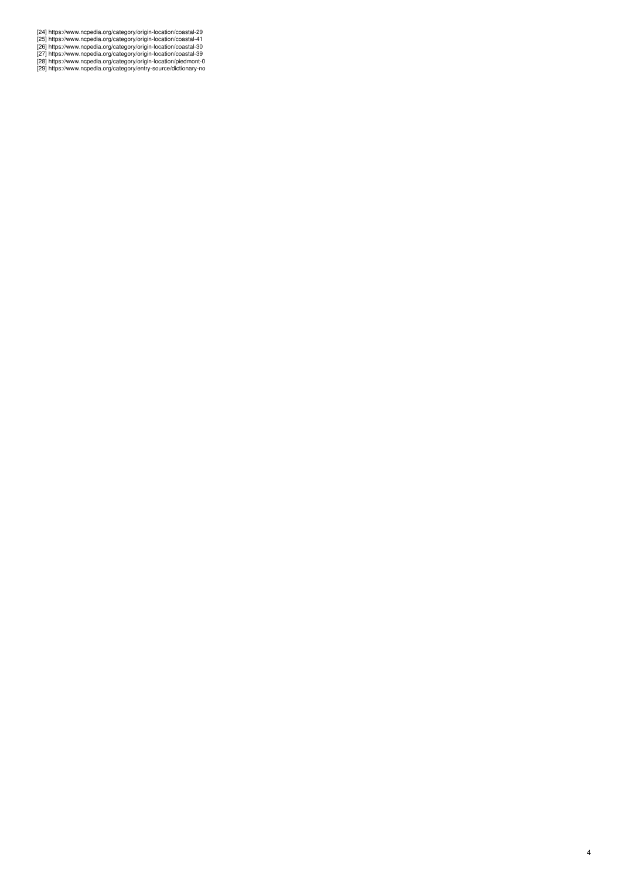[24] https://www.ncpedia.org/category/origin-location/coastal-29
[25] https://www.ncpedia.org/category/origin-location/coastal-41
[26] https://www.ncpedia.org/category/origin-location/coastal-30
[27] https://www.ncpedia.org/category/origin-location/coastal-39
[28] https://www.ncpedia.org/category/origin-location/piedmont-0
[29] https://www.ncpedia.org/category/entry-source/dictionary-no